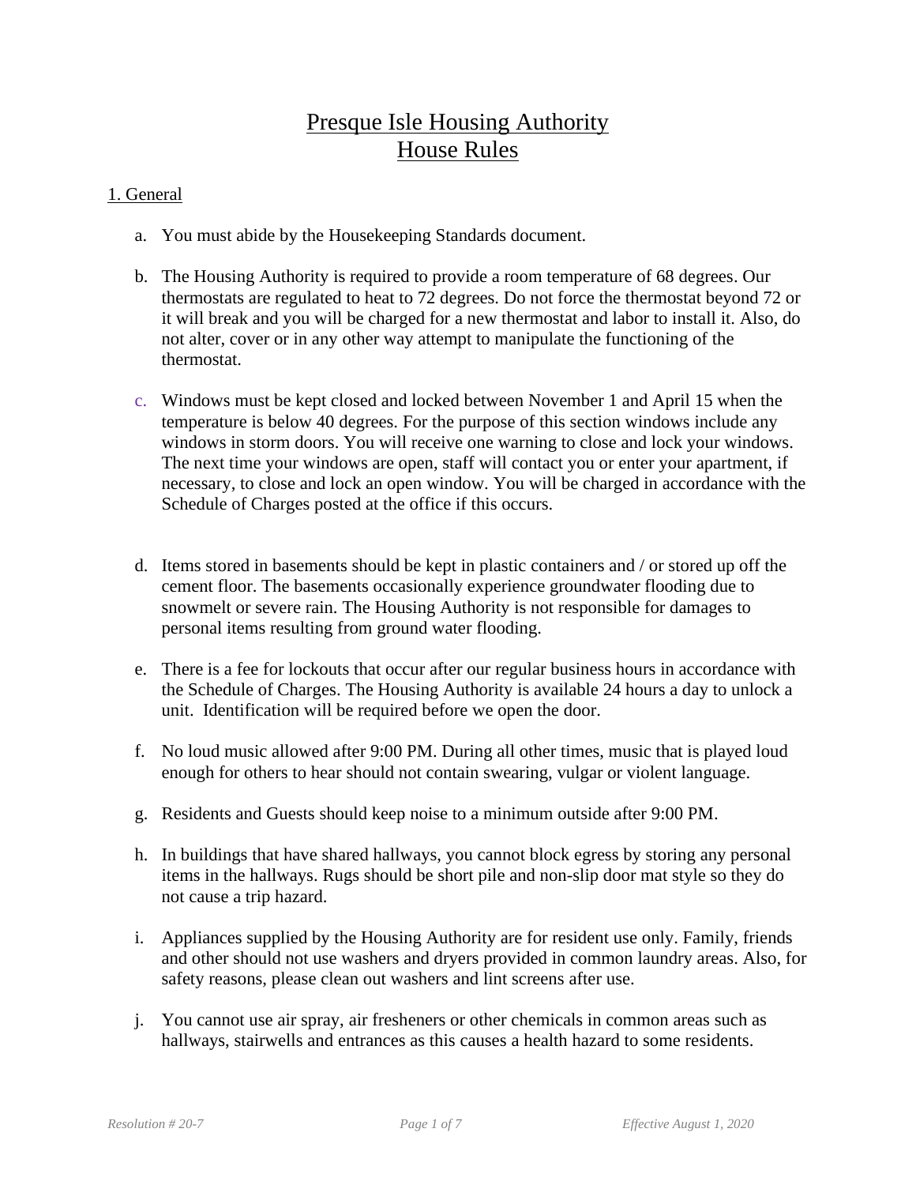# Presque Isle Housing Authority
# House Rules

## 1. General

a. You must abide by the Housekeeping Standards document.

b. The Housing Authority is required to provide a room temperature of 68 degrees. Our thermostats are regulated to heat to 72 degrees. Do not force the thermostat beyond 72 or it will break and you will be charged for a new thermostat and labor to install it. Also, do not alter, cover or in any other way attempt to manipulate the functioning of the thermostat.

c. Windows must be kept closed and locked between November 1 and April 15 when the temperature is below 40 degrees. For the purpose of this section windows include any windows in storm doors. You will receive one warning to close and lock your windows. The next time your windows are open, staff will contact you or enter your apartment, if necessary, to close and lock an open window. You will be charged in accordance with the Schedule of Charges posted at the office if this occurs.

d. Items stored in basements should be kept in plastic containers and / or stored up off the cement floor. The basements occasionally experience groundwater flooding due to snowmelt or severe rain. The Housing Authority is not responsible for damages to personal items resulting from ground water flooding.

e. There is a fee for lockouts that occur after our regular business hours in accordance with the Schedule of Charges. The Housing Authority is available 24 hours a day to unlock a unit. Identification will be required before we open the door.

f. No loud music allowed after 9:00 PM. During all other times, music that is played loud enough for others to hear should not contain swearing, vulgar or violent language.

g. Residents and Guests should keep noise to a minimum outside after 9:00 PM.

h. In buildings that have shared hallways, you cannot block egress by storing any personal items in the hallways. Rugs should be short pile and non-slip door mat style so they do not cause a trip hazard.

i. Appliances supplied by the Housing Authority are for resident use only. Family, friends and other should not use washers and dryers provided in common laundry areas. Also, for safety reasons, please clean out washers and lint screens after use.

j. You cannot use air spray, air fresheners or other chemicals in common areas such as hallways, stairwells and entrances as this causes a health hazard to some residents.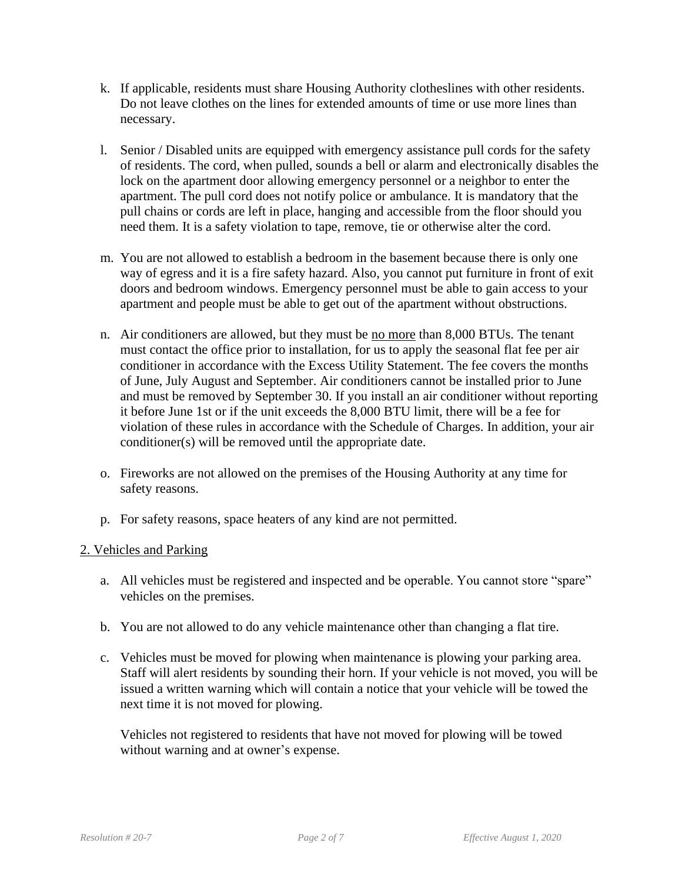k. If applicable, residents must share Housing Authority clotheslines with other residents. Do not leave clothes on the lines for extended amounts of time or use more lines than necessary.

l. Senior / Disabled units are equipped with emergency assistance pull cords for the safety of residents. The cord, when pulled, sounds a bell or alarm and electronically disables the lock on the apartment door allowing emergency personnel or a neighbor to enter the apartment. The pull cord does not notify police or ambulance. It is mandatory that the pull chains or cords are left in place, hanging and accessible from the floor should you need them. It is a safety violation to tape, remove, tie or otherwise alter the cord.

m. You are not allowed to establish a bedroom in the basement because there is only one way of egress and it is a fire safety hazard. Also, you cannot put furniture in front of exit doors and bedroom windows. Emergency personnel must be able to gain access to your apartment and people must be able to get out of the apartment without obstructions.

n. Air conditioners are allowed, but they must be no more than 8,000 BTUs. The tenant must contact the office prior to installation, for us to apply the seasonal flat fee per air conditioner in accordance with the Excess Utility Statement. The fee covers the months of June, July August and September. Air conditioners cannot be installed prior to June and must be removed by September 30. If you install an air conditioner without reporting it before June 1st or if the unit exceeds the 8,000 BTU limit, there will be a fee for violation of these rules in accordance with the Schedule of Charges. In addition, your air conditioner(s) will be removed until the appropriate date.

o. Fireworks are not allowed on the premises of the Housing Authority at any time for safety reasons.

p. For safety reasons, space heaters of any kind are not permitted.

## 2. Vehicles and Parking

a. All vehicles must be registered and inspected and be operable. You cannot store "spare" vehicles on the premises.

b. You are not allowed to do any vehicle maintenance other than changing a flat tire.

c. Vehicles must be moved for plowing when maintenance is plowing your parking area. Staff will alert residents by sounding their horn. If your vehicle is not moved, you will be issued a written warning which will contain a notice that your vehicle will be towed the next time it is not moved for plowing.

   Vehicles not registered to residents that have not moved for plowing will be towed without warning and at owner's expense.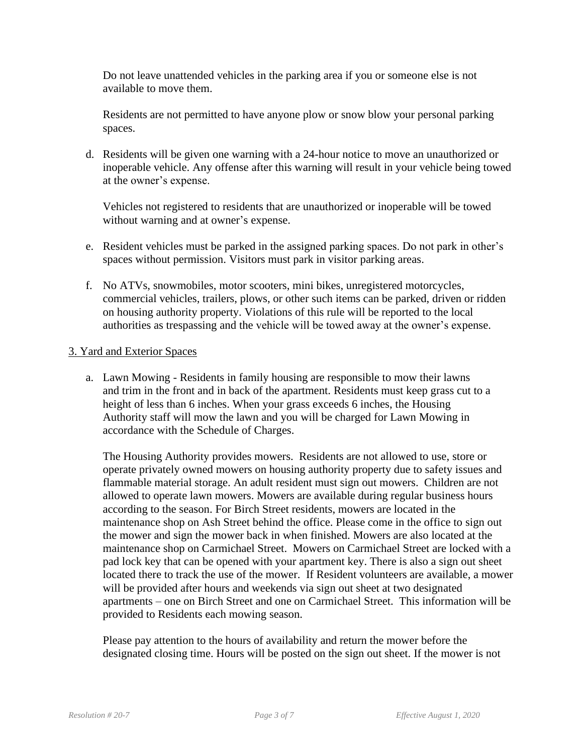Do not leave unattended vehicles in the parking area if you or someone else is not available to move them.

Residents are not permitted to have anyone plow or snow blow your personal parking spaces.

d. Residents will be given one warning with a 24-hour notice to move an unauthorized or inoperable vehicle. Any offense after this warning will result in your vehicle being towed at the owner's expense.

   Vehicles not registered to residents that are unauthorized or inoperable will be towed without warning and at owner's expense.

e. Resident vehicles must be parked in the assigned parking spaces. Do not park in other's spaces without permission. Visitors must park in visitor parking areas.

f. No ATVs, snowmobiles, motor scooters, mini bikes, unregistered motorcycles, commercial vehicles, trailers, plows, or other such items can be parked, driven or ridden on housing authority property. Violations of this rule will be reported to the local authorities as trespassing and the vehicle will be towed away at the owner's expense.

<u>3. Yard and Exterior Spaces</u>

a. Lawn Mowing - Residents in family housing are responsible to mow their lawns and trim in the front and in back of the apartment. Residents must keep grass cut to a height of less than 6 inches. When your grass exceeds 6 inches, the Housing Authority staff will mow the lawn and you will be charged for Lawn Mowing in accordance with the Schedule of Charges.

   The Housing Authority provides mowers. Residents are not allowed to use, store or operate privately owned mowers on housing authority property due to safety issues and flammable material storage. An adult resident must sign out mowers. Children are not allowed to operate lawn mowers. Mowers are available during regular business hours according to the season. For Birch Street residents, mowers are located in the maintenance shop on Ash Street behind the office. Please come in the office to sign out the mower and sign the mower back in when finished. Mowers are also located at the maintenance shop on Carmichael Street. Mowers on Carmichael Street are locked with a pad lock key that can be opened with your apartment key. There is also a sign out sheet located there to track the use of the mower. If Resident volunteers are available, a mower will be provided after hours and weekends via sign out sheet at two designated apartments – one on Birch Street and one on Carmichael Street. This information will be provided to Residents each mowing season.

   Please pay attention to the hours of availability and return the mower before the designated closing time. Hours will be posted on the sign out sheet. If the mower is not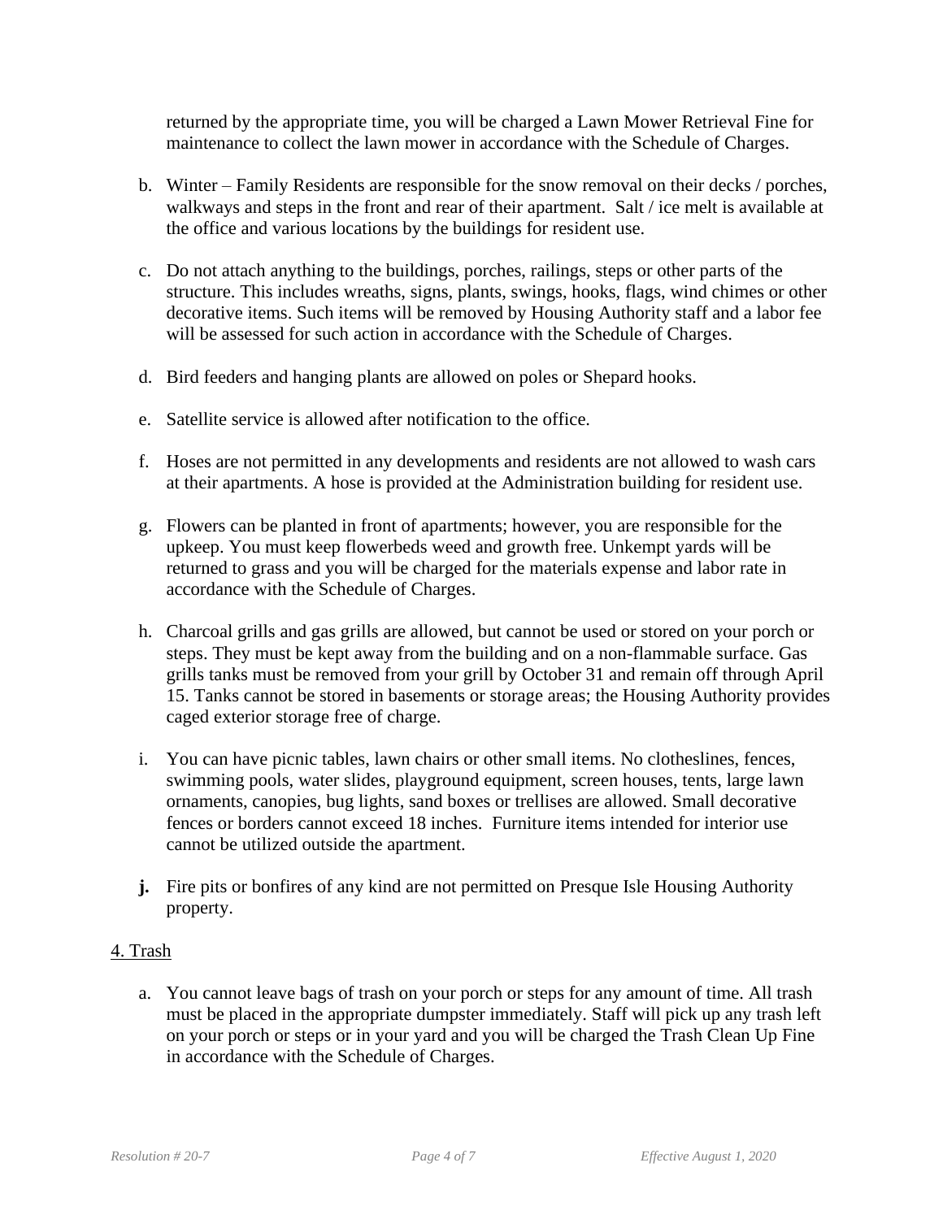returned by the appropriate time, you will be charged a Lawn Mower Retrieval Fine for maintenance to collect the lawn mower in accordance with the Schedule of Charges.

b. Winter – Family Residents are responsible for the snow removal on their decks / porches, walkways and steps in the front and rear of their apartment. Salt / ice melt is available at the office and various locations by the buildings for resident use.

c. Do not attach anything to the buildings, porches, railings, steps or other parts of the structure. This includes wreaths, signs, plants, swings, hooks, flags, wind chimes or other decorative items. Such items will be removed by Housing Authority staff and a labor fee will be assessed for such action in accordance with the Schedule of Charges.

d. Bird feeders and hanging plants are allowed on poles or Shepard hooks.

e. Satellite service is allowed after notification to the office.

f. Hoses are not permitted in any developments and residents are not allowed to wash cars at their apartments. A hose is provided at the Administration building for resident use.

g. Flowers can be planted in front of apartments; however, you are responsible for the upkeep. You must keep flowerbeds weed and growth free. Unkempt yards will be returned to grass and you will be charged for the materials expense and labor rate in accordance with the Schedule of Charges.

h. Charcoal grills and gas grills are allowed, but cannot be used or stored on your porch or steps. They must be kept away from the building and on a non-flammable surface. Gas grills tanks must be removed from your grill by October 31 and remain off through April 15. Tanks cannot be stored in basements or storage areas; the Housing Authority provides caged exterior storage free of charge.

i. You can have picnic tables, lawn chairs or other small items. No clotheslines, fences, swimming pools, water slides, playground equipment, screen houses, tents, large lawn ornaments, canopies, bug lights, sand boxes or trellises are allowed. Small decorative fences or borders cannot exceed 18 inches. Furniture items intended for interior use cannot be utilized outside the apartment.

**j.** Fire pits or bonfires of any kind are not permitted on Presque Isle Housing Authority property.

4. Trash

a. You cannot leave bags of trash on your porch or steps for any amount of time. All trash must be placed in the appropriate dumpster immediately. Staff will pick up any trash left on your porch or steps or in your yard and you will be charged the Trash Clean Up Fine in accordance with the Schedule of Charges.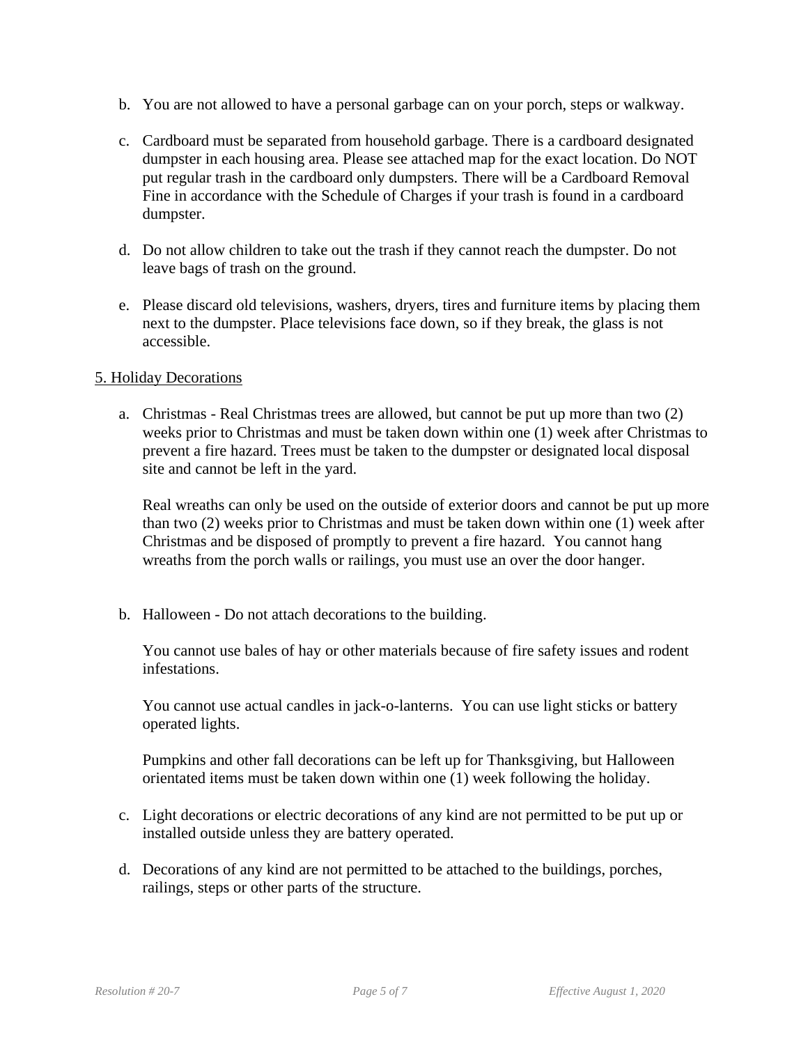b. You are not allowed to have a personal garbage can on your porch, steps or walkway.

c. Cardboard must be separated from household garbage. There is a cardboard designated dumpster in each housing area. Please see attached map for the exact location. Do NOT put regular trash in the cardboard only dumpsters. There will be a Cardboard Removal Fine in accordance with the Schedule of Charges if your trash is found in a cardboard dumpster.

d. Do not allow children to take out the trash if they cannot reach the dumpster. Do not leave bags of trash on the ground.

e. Please discard old televisions, washers, dryers, tires and furniture items by placing them next to the dumpster. Place televisions face down, so if they break, the glass is not accessible.

5. Holiday Decorations

a. Christmas - Real Christmas trees are allowed, but cannot be put up more than two (2) weeks prior to Christmas and must be taken down within one (1) week after Christmas to prevent a fire hazard. Trees must be taken to the dumpster or designated local disposal site and cannot be left in the yard.

   Real wreaths can only be used on the outside of exterior doors and cannot be put up more than two (2) weeks prior to Christmas and must be taken down within one (1) week after Christmas and be disposed of promptly to prevent a fire hazard. You cannot hang wreaths from the porch walls or railings, you must use an over the door hanger.

b. Halloween - Do not attach decorations to the building.

   You cannot use bales of hay or other materials because of fire safety issues and rodent infestations.

   You cannot use actual candles in jack-o-lanterns. You can use light sticks or battery operated lights.

   Pumpkins and other fall decorations can be left up for Thanksgiving, but Halloween orientated items must be taken down within one (1) week following the holiday.

c. Light decorations or electric decorations of any kind are not permitted to be put up or installed outside unless they are battery operated.

d. Decorations of any kind are not permitted to be attached to the buildings, porches, railings, steps or other parts of the structure.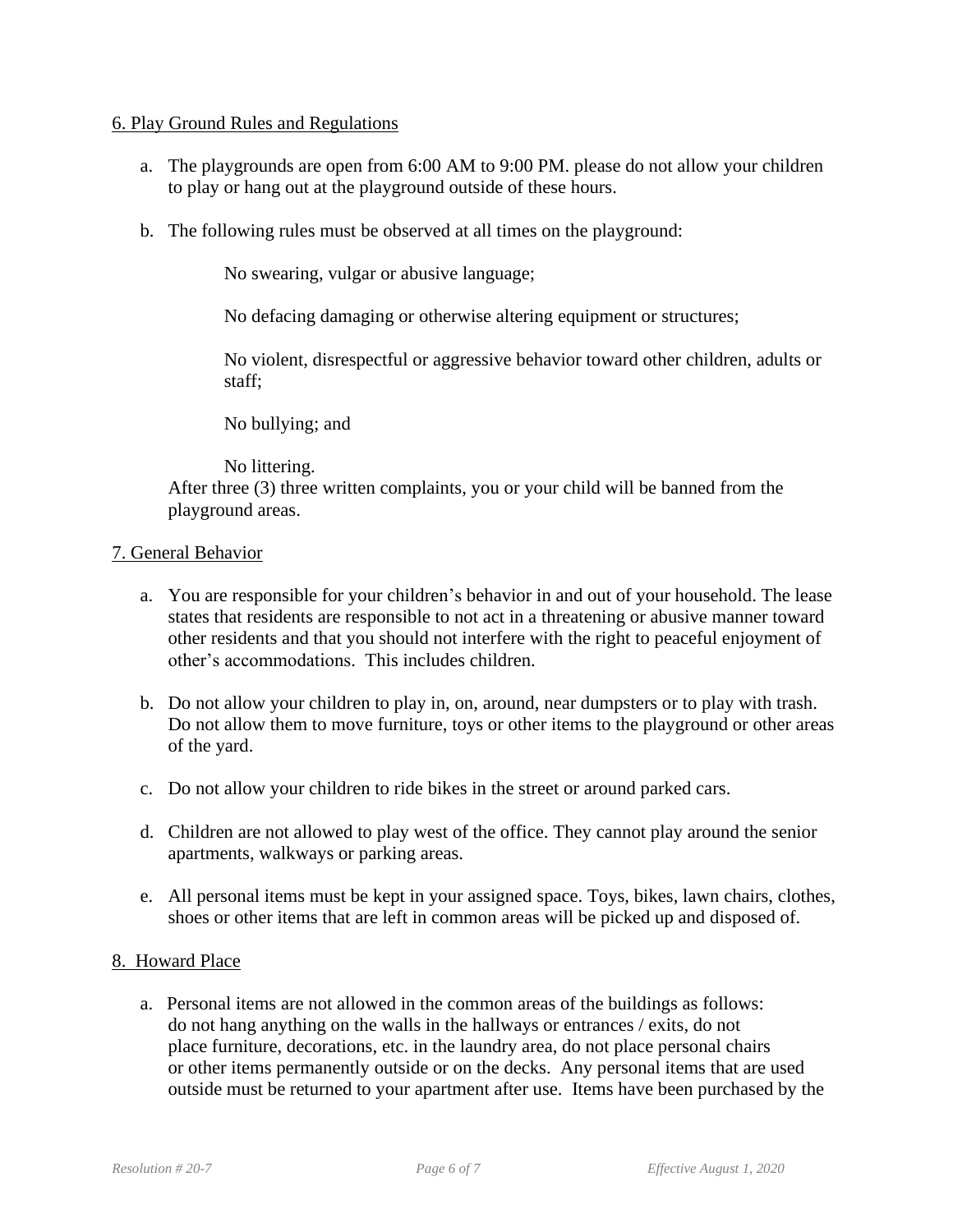## 6. Play Ground Rules and Regulations

a. The playgrounds are open from 6:00 AM to 9:00 PM. please do not allow your children to play or hang out at the playground outside of these hours.

b. The following rules must be observed at all times on the playground:

   No swearing, vulgar or abusive language;

   No defacing damaging or otherwise altering equipment or structures;

   No violent, disrespectful or aggressive behavior toward other children, adults or staff;

   No bullying; and

   No littering.

   After three (3) three written complaints, you or your child will be banned from the playground areas.

## 7. General Behavior

a. You are responsible for your children's behavior in and out of your household. The lease states that residents are responsible to not act in a threatening or abusive manner toward other residents and that you should not interfere with the right to peaceful enjoyment of other's accommodations. This includes children.

b. Do not allow your children to play in, on, around, near dumpsters or to play with trash. Do not allow them to move furniture, toys or other items to the playground or other areas of the yard.

c. Do not allow your children to ride bikes in the street or around parked cars.

d. Children are not allowed to play west of the office. They cannot play around the senior apartments, walkways or parking areas.

e. All personal items must be kept in your assigned space. Toys, bikes, lawn chairs, clothes, shoes or other items that are left in common areas will be picked up and disposed of.

## 8. Howard Place

a. Personal items are not allowed in the common areas of the buildings as follows: do not hang anything on the walls in the hallways or entrances / exits, do not place furniture, decorations, etc. in the laundry area, do not place personal chairs or other items permanently outside or on the decks. Any personal items that are used outside must be returned to your apartment after use. Items have been purchased by the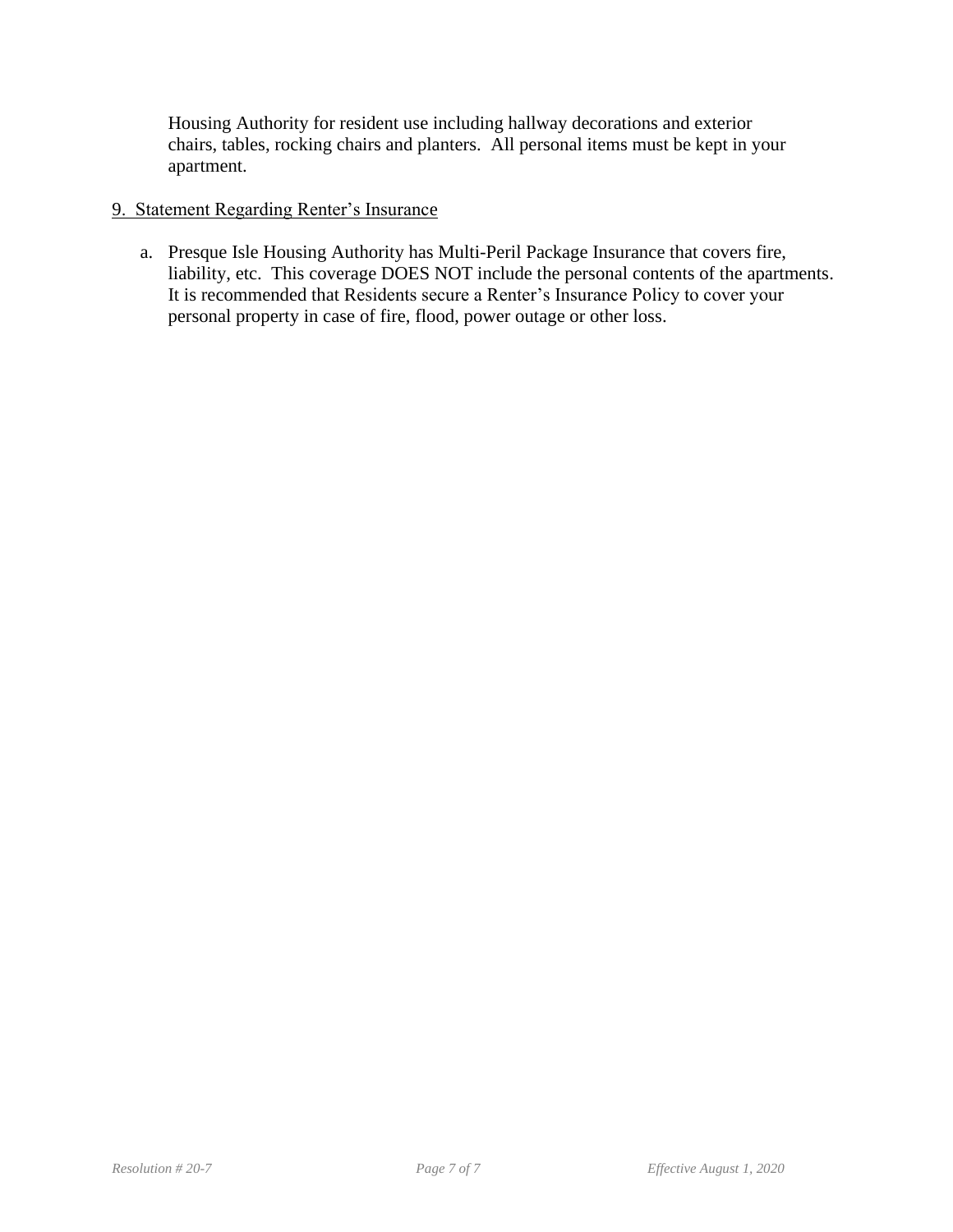Housing Authority for resident use including hallway decorations and exterior chairs, tables, rocking chairs and planters. All personal items must be kept in your apartment.

9. Statement Regarding Renter's Insurance

a. Presque Isle Housing Authority has Multi-Peril Package Insurance that covers fire, liability, etc. This coverage DOES NOT include the personal contents of the apartments. It is recommended that Residents secure a Renter's Insurance Policy to cover your personal property in case of fire, flood, power outage or other loss.